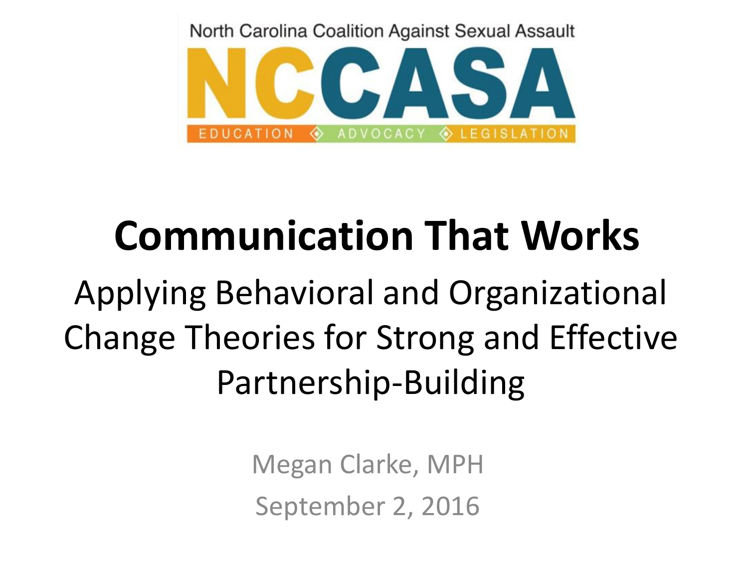North Carolina Coalition Against Sexual Assault

NCCASA

EDUCATION ◈ ADVOCACY ◈ LEGISLATION

# Communication That Works

## Applying Behavioral and Organizational Change Theories for Strong and Effective Partnership-Building

Megan Clarke, MPH

September 2, 2016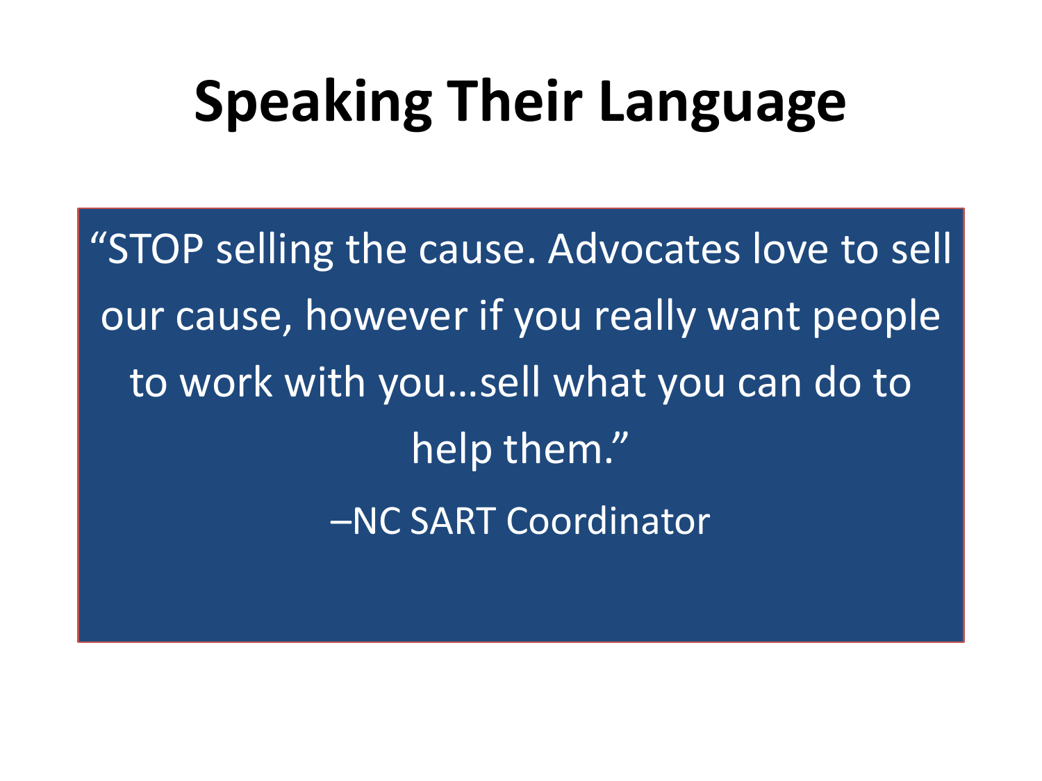# Speaking Their Language

"STOP selling the cause. Advocates love to sell our cause, however if you really want people to work with you…sell what you can do to help them."

–NC SART Coordinator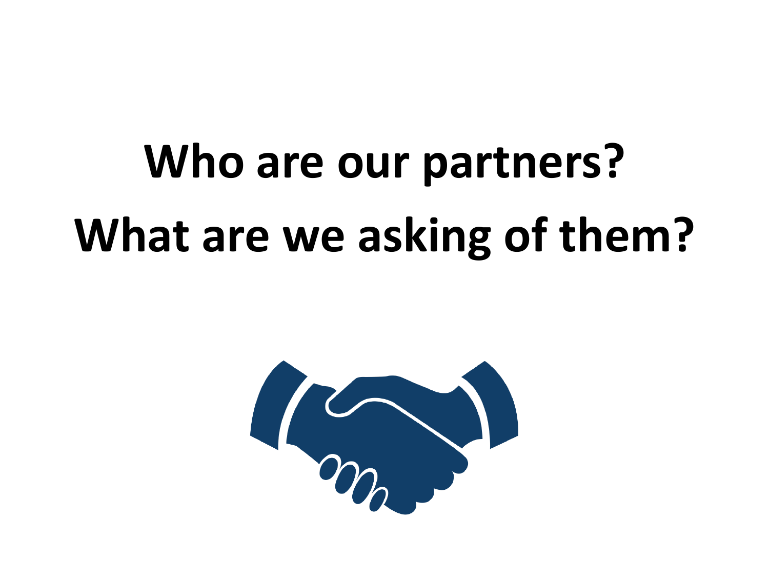# Who are our partners?
# What are we asking of them?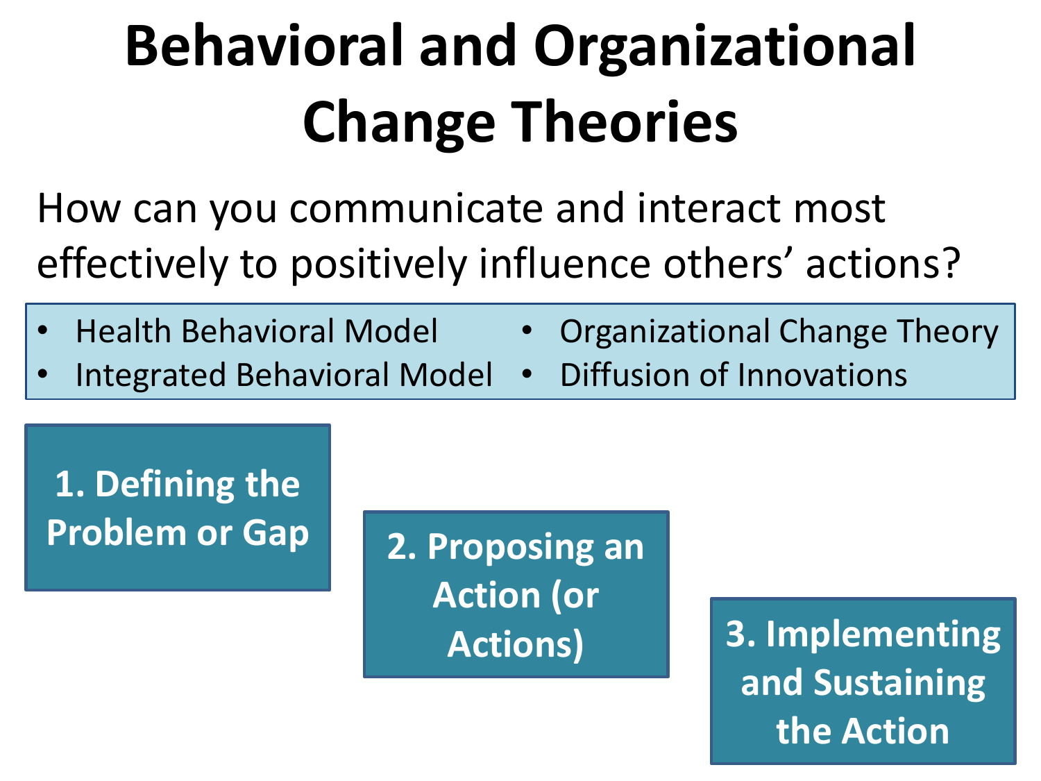# Behavioral and Organizational Change Theories

How can you communicate and interact most effectively to positively influence others' actions?

- Health Behavioral Model
- Integrated Behavioral Model
- Organizational Change Theory
- Diffusion of Innovations

**1. Defining the Problem or Gap**

**2. Proposing an Action (or Actions)**

**3. Implementing and Sustaining the Action**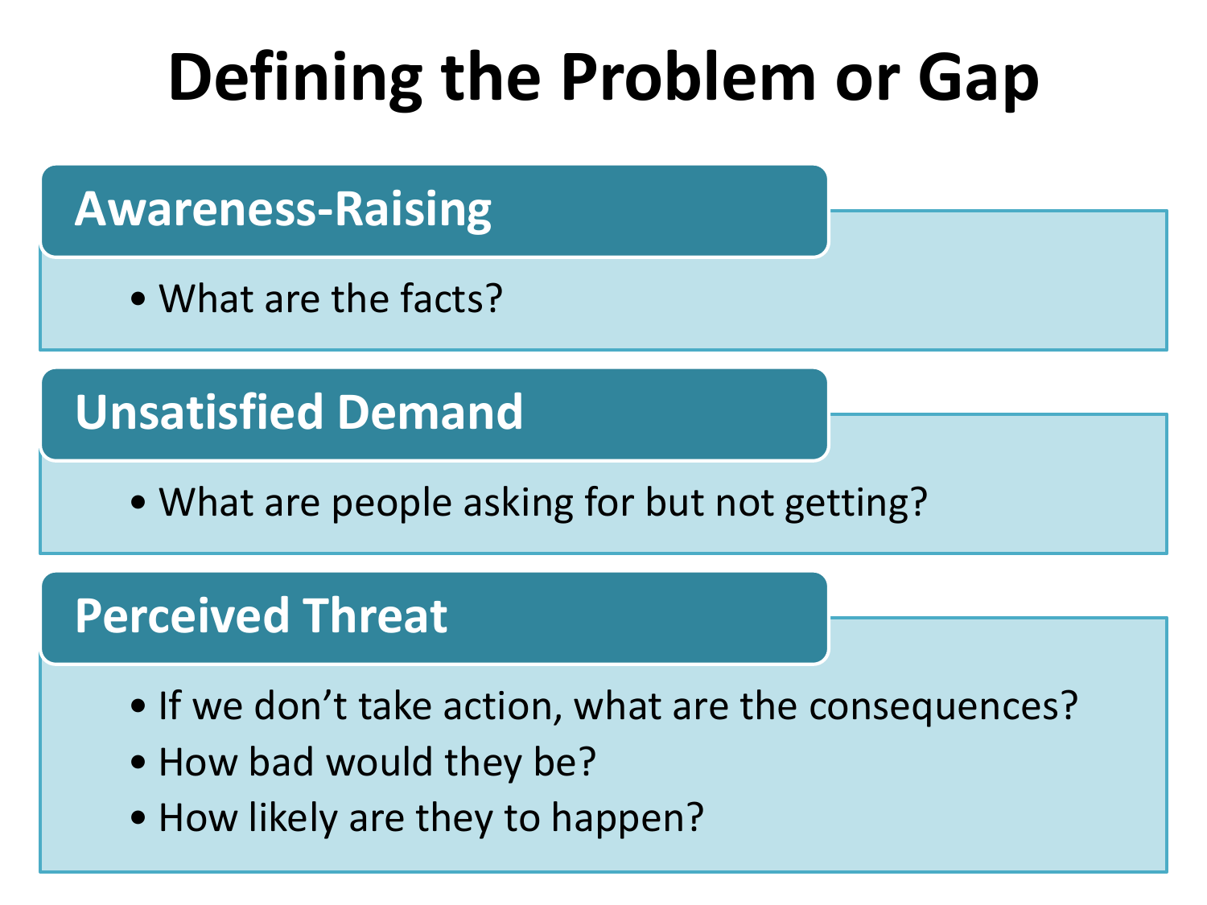# Defining the Problem or Gap

## Awareness-Raising

- What are the facts?

## Unsatisfied Demand

- What are people asking for but not getting?

## Perceived Threat

- If we don't take action, what are the consequences?
- How bad would they be?
- How likely are they to happen?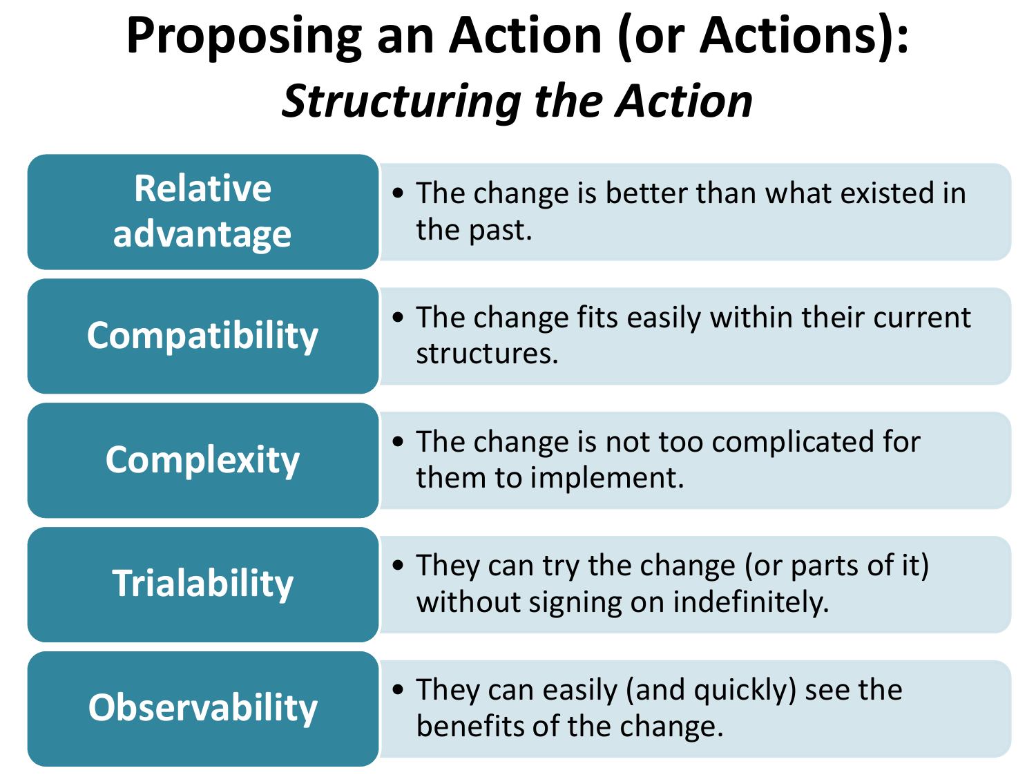# Proposing an Action (or Actions):

## *Structuring the Action*

| | |
|---|---|
| **Relative advantage** | • The change is better than what existed in the past. |
| **Compatibility** | • The change fits easily within their current structures. |
| **Complexity** | • The change is not too complicated for them to implement. |
| **Trialability** | • They can try the change (or parts of it) without signing on indefinitely. |
| **Observability** | • They can easily (and quickly) see the benefits of the change. |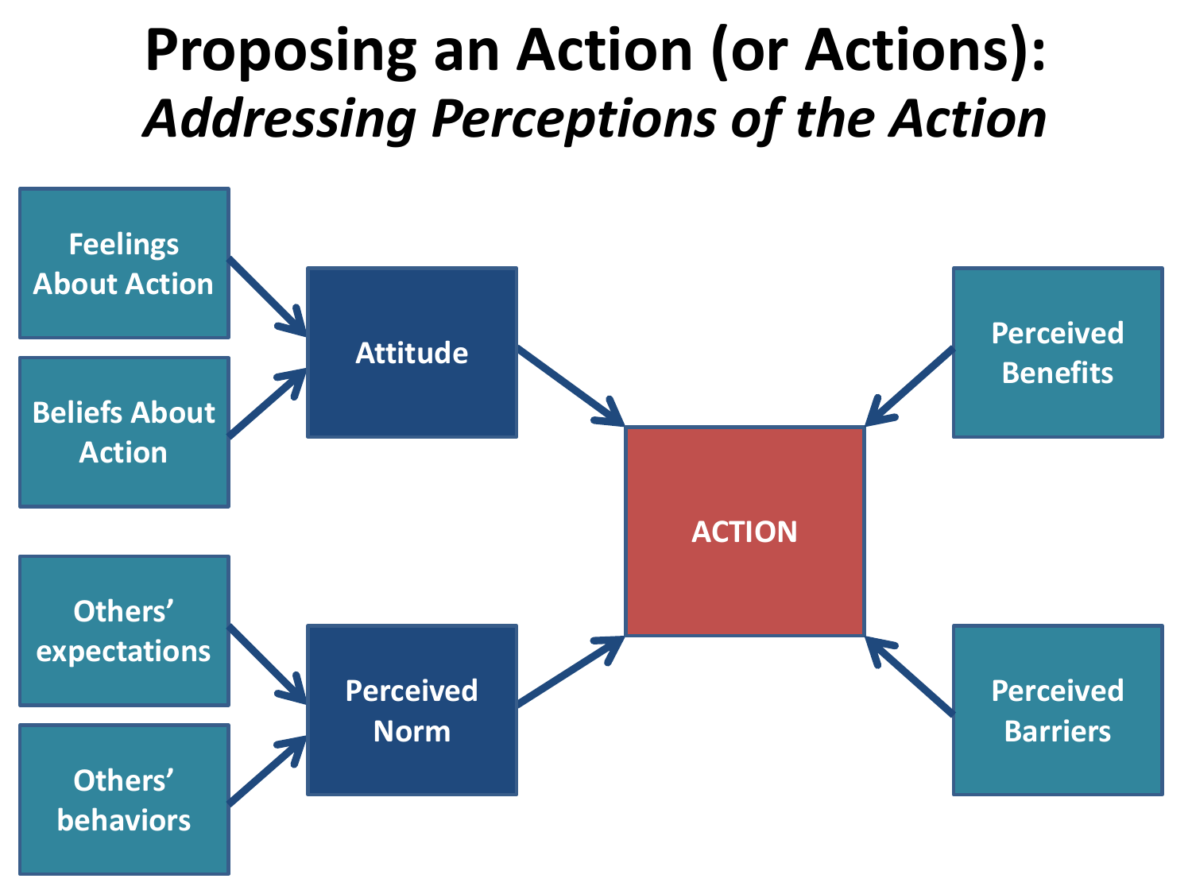# Proposing an Action (or Actions):

## *Addressing Perceptions of the Action*

- Feelings About Action → Attitude
- Beliefs About Action → Attitude
- Others' expectations → Perceived Norm
- Others' behaviors → Perceived Norm
- Attitude → ACTION
- Perceived Norm → ACTION
- Perceived Benefits → ACTION
- Perceived Barriers → ACTION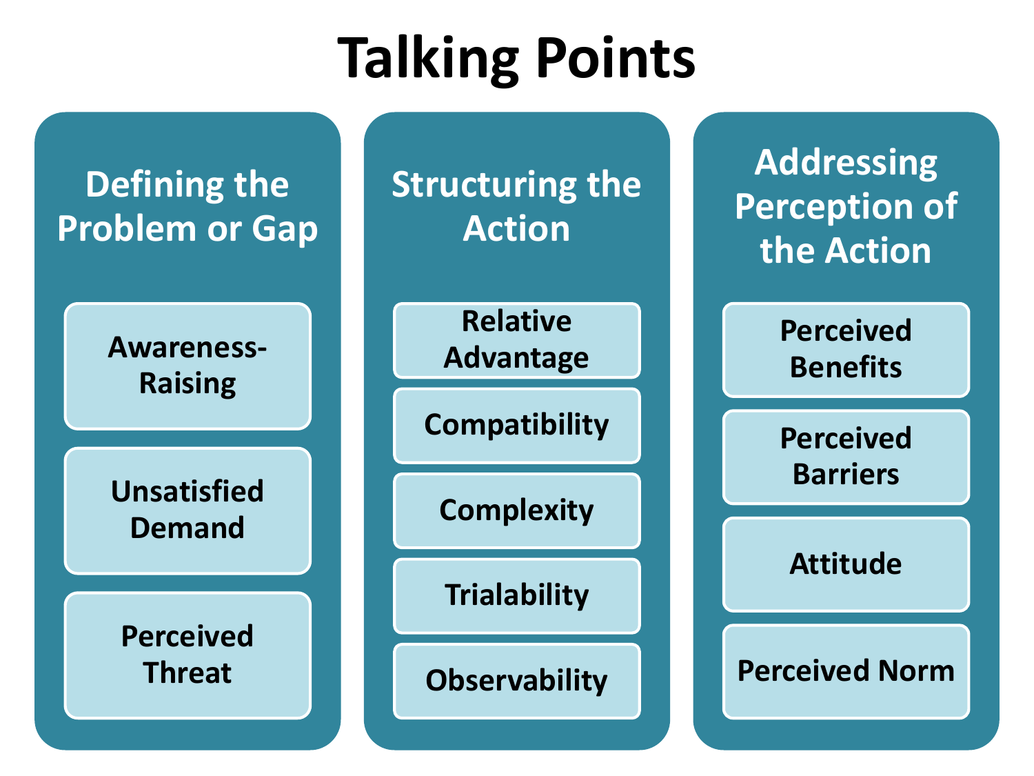# Talking Points

## Defining the Problem or Gap

- Awareness-Raising
- Unsatisfied Demand
- Perceived Threat

## Structuring the Action

- Relative Advantage
- Compatibility
- Complexity
- Trialability
- Observability

## Addressing Perception of the Action

- Perceived Benefits
- Perceived Barriers
- Attitude
- Perceived Norm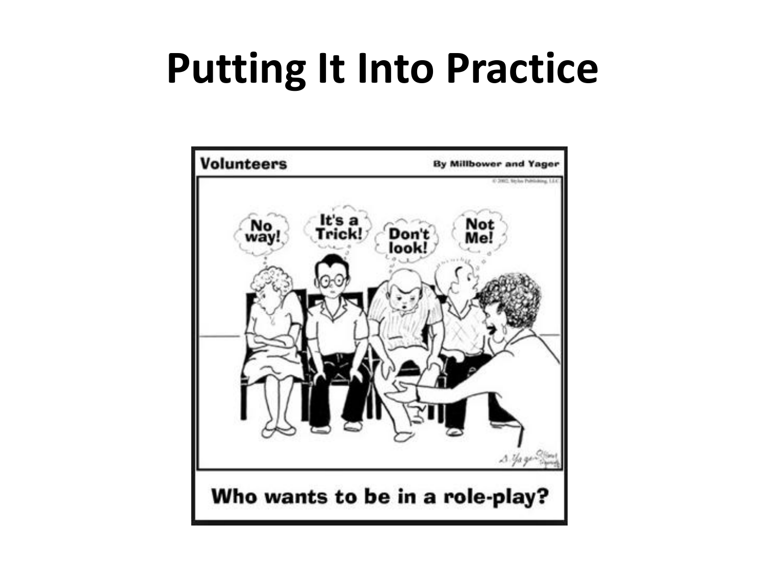# Putting It Into Practice

Volunteers

By Millbower and Yager

© 2002, Stylus Publishing, LLC

No way!

It's a Trick!

Don't look!

Not Me!

Who wants to be in a role-play?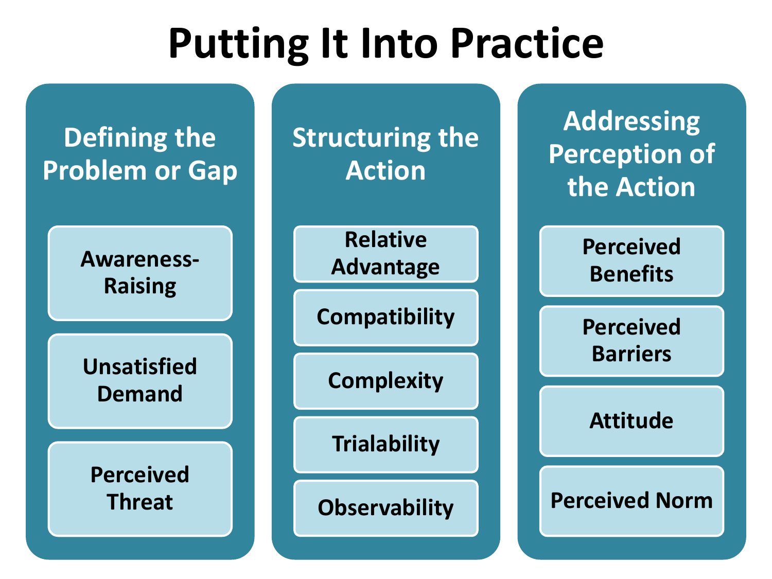# Putting It Into Practice

## Defining the Problem or Gap

- Awareness-Raising
- Unsatisfied Demand
- Perceived Threat

## Structuring the Action

- Relative Advantage
- Compatibility
- Complexity
- Trialability
- Observability

## Addressing Perception of the Action

- Perceived Benefits
- Perceived Barriers
- Attitude
- Perceived Norm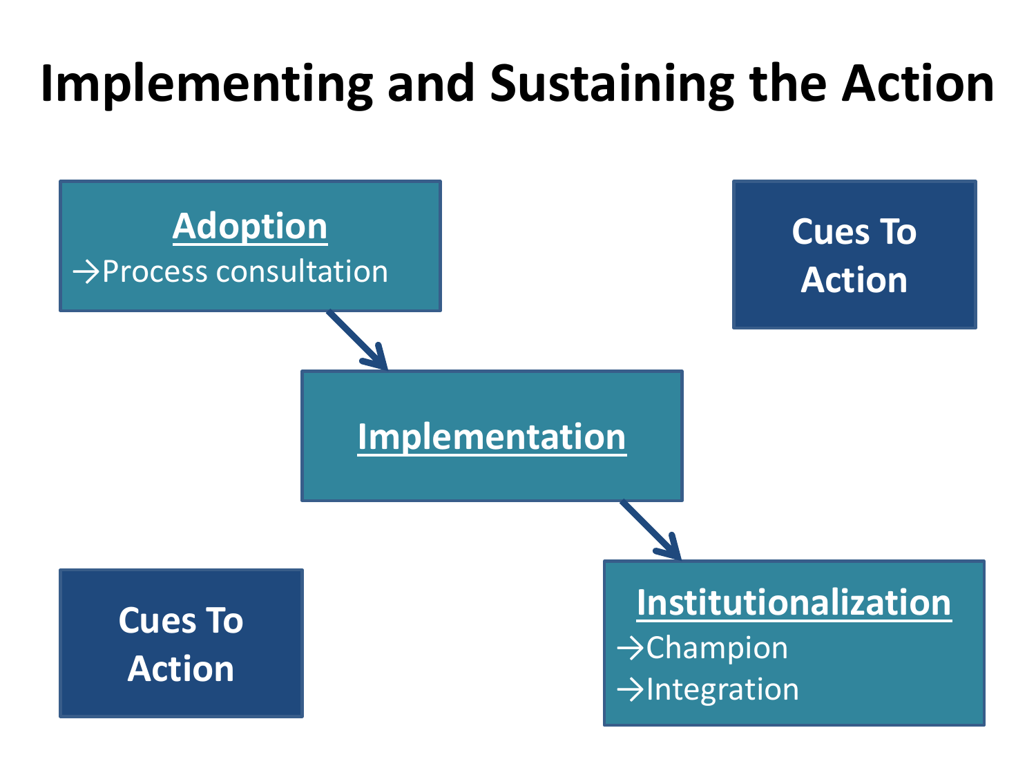# Implementing and Sustaining the Action

**Adoption**

→Process consultation

**Implementation**

**Institutionalization**

→Champion

→Integration

**Cues To Action**

**Cues To Action**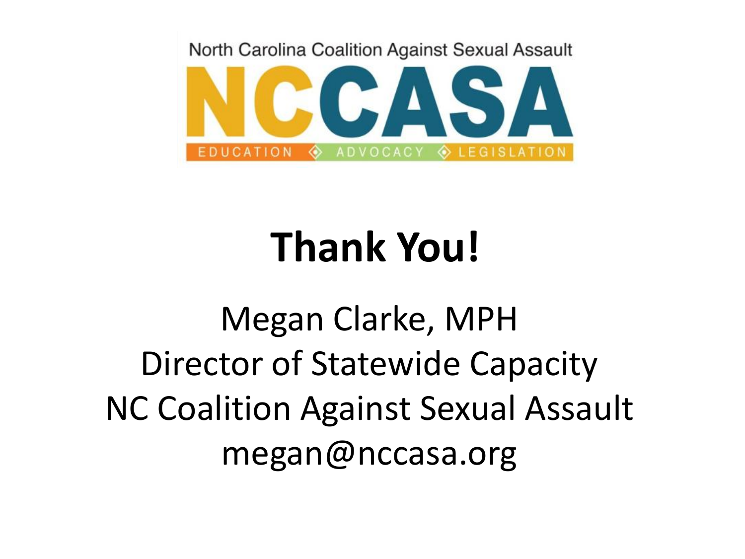North Carolina Coalition Against Sexual Assault

NCCASA

EDUCATION ◈ ADVOCACY ◈ LEGISLATION

# Thank You!

Megan Clarke, MPH
Director of Statewide Capacity
NC Coalition Against Sexual Assault
megan@nccasa.org